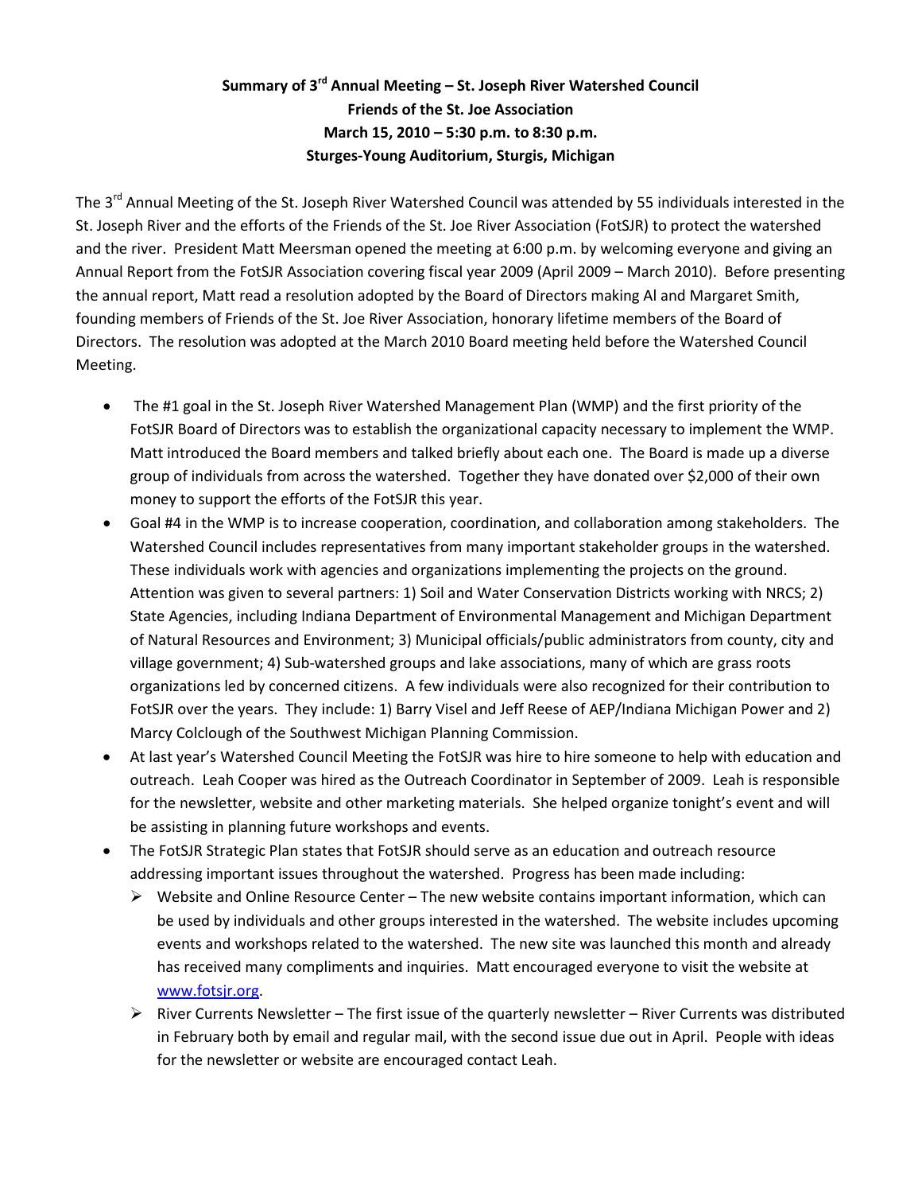**Summary of 3rd Annual Meeting – St. Joseph River Watershed Council**
**Friends of the St. Joe Association**
**March 15, 2010 – 5:30 p.m. to 8:30 p.m.**
**Sturges-Young Auditorium, Sturgis, Michigan**

The 3rd Annual Meeting of the St. Joseph River Watershed Council was attended by 55 individuals interested in the St. Joseph River and the efforts of the Friends of the St. Joe River Association (FotSJR) to protect the watershed and the river. President Matt Meersman opened the meeting at 6:00 p.m. by welcoming everyone and giving an Annual Report from the FotSJR Association covering fiscal year 2009 (April 2009 – March 2010). Before presenting the annual report, Matt read a resolution adopted by the Board of Directors making Al and Margaret Smith, founding members of Friends of the St. Joe River Association, honorary lifetime members of the Board of Directors. The resolution was adopted at the March 2010 Board meeting held before the Watershed Council Meeting.

- The #1 goal in the St. Joseph River Watershed Management Plan (WMP) and the first priority of the FotSJR Board of Directors was to establish the organizational capacity necessary to implement the WMP. Matt introduced the Board members and talked briefly about each one. The Board is made up a diverse group of individuals from across the watershed. Together they have donated over $2,000 of their own money to support the efforts of the FotSJR this year.
- Goal #4 in the WMP is to increase cooperation, coordination, and collaboration among stakeholders. The Watershed Council includes representatives from many important stakeholder groups in the watershed. These individuals work with agencies and organizations implementing the projects on the ground. Attention was given to several partners: 1) Soil and Water Conservation Districts working with NRCS; 2) State Agencies, including Indiana Department of Environmental Management and Michigan Department of Natural Resources and Environment; 3) Municipal officials/public administrators from county, city and village government; 4) Sub-watershed groups and lake associations, many of which are grass roots organizations led by concerned citizens. A few individuals were also recognized for their contribution to FotSJR over the years. They include: 1) Barry Visel and Jeff Reese of AEP/Indiana Michigan Power and 2) Marcy Colclough of the Southwest Michigan Planning Commission.
- At last year's Watershed Council Meeting the FotSJR was hire to hire someone to help with education and outreach. Leah Cooper was hired as the Outreach Coordinator in September of 2009. Leah is responsible for the newsletter, website and other marketing materials. She helped organize tonight's event and will be assisting in planning future workshops and events.
- The FotSJR Strategic Plan states that FotSJR should serve as an education and outreach resource addressing important issues throughout the watershed. Progress has been made including:
  - Website and Online Resource Center – The new website contains important information, which can be used by individuals and other groups interested in the watershed. The website includes upcoming events and workshops related to the watershed. The new site was launched this month and already has received many compliments and inquiries. Matt encouraged everyone to visit the website at www.fotsjr.org.
  - River Currents Newsletter – The first issue of the quarterly newsletter – River Currents was distributed in February both by email and regular mail, with the second issue due out in April. People with ideas for the newsletter or website are encouraged contact Leah.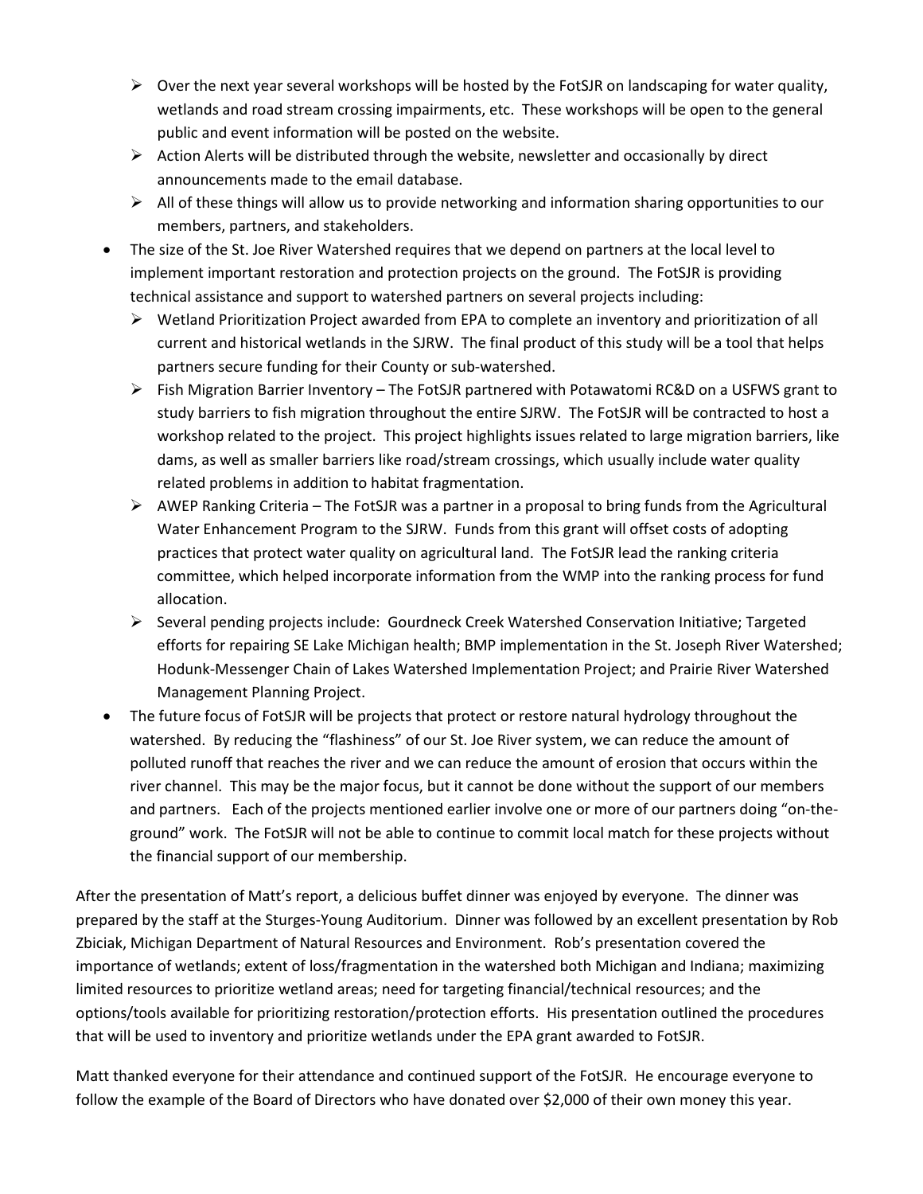- Over the next year several workshops will be hosted by the FotSJR on landscaping for water quality, wetlands and road stream crossing impairments, etc. These workshops will be open to the general public and event information will be posted on the website.
  - Action Alerts will be distributed through the website, newsletter and occasionally by direct announcements made to the email database.
  - All of these things will allow us to provide networking and information sharing opportunities to our members, partners, and stakeholders.
- The size of the St. Joe River Watershed requires that we depend on partners at the local level to implement important restoration and protection projects on the ground. The FotSJR is providing technical assistance and support to watershed partners on several projects including:
  - Wetland Prioritization Project awarded from EPA to complete an inventory and prioritization of all current and historical wetlands in the SJRW. The final product of this study will be a tool that helps partners secure funding for their County or sub-watershed.
  - Fish Migration Barrier Inventory – The FotSJR partnered with Potawatomi RC&D on a USFWS grant to study barriers to fish migration throughout the entire SJRW. The FotSJR will be contracted to host a workshop related to the project. This project highlights issues related to large migration barriers, like dams, as well as smaller barriers like road/stream crossings, which usually include water quality related problems in addition to habitat fragmentation.
  - AWEP Ranking Criteria – The FotSJR was a partner in a proposal to bring funds from the Agricultural Water Enhancement Program to the SJRW. Funds from this grant will offset costs of adopting practices that protect water quality on agricultural land. The FotSJR lead the ranking criteria committee, which helped incorporate information from the WMP into the ranking process for fund allocation.
  - Several pending projects include: Gourdneck Creek Watershed Conservation Initiative; Targeted efforts for repairing SE Lake Michigan health; BMP implementation in the St. Joseph River Watershed; Hodunk-Messenger Chain of Lakes Watershed Implementation Project; and Prairie River Watershed Management Planning Project.
- The future focus of FotSJR will be projects that protect or restore natural hydrology throughout the watershed. By reducing the "flashiness" of our St. Joe River system, we can reduce the amount of polluted runoff that reaches the river and we can reduce the amount of erosion that occurs within the river channel. This may be the major focus, but it cannot be done without the support of our members and partners. Each of the projects mentioned earlier involve one or more of our partners doing "on-the-ground" work. The FotSJR will not be able to continue to commit local match for these projects without the financial support of our membership.

After the presentation of Matt's report, a delicious buffet dinner was enjoyed by everyone. The dinner was prepared by the staff at the Sturges-Young Auditorium. Dinner was followed by an excellent presentation by Rob Zbiciak, Michigan Department of Natural Resources and Environment. Rob's presentation covered the importance of wetlands; extent of loss/fragmentation in the watershed both Michigan and Indiana; maximizing limited resources to prioritize wetland areas; need for targeting financial/technical resources; and the options/tools available for prioritizing restoration/protection efforts. His presentation outlined the procedures that will be used to inventory and prioritize wetlands under the EPA grant awarded to FotSJR.

Matt thanked everyone for their attendance and continued support of the FotSJR. He encourage everyone to follow the example of the Board of Directors who have donated over $2,000 of their own money this year.